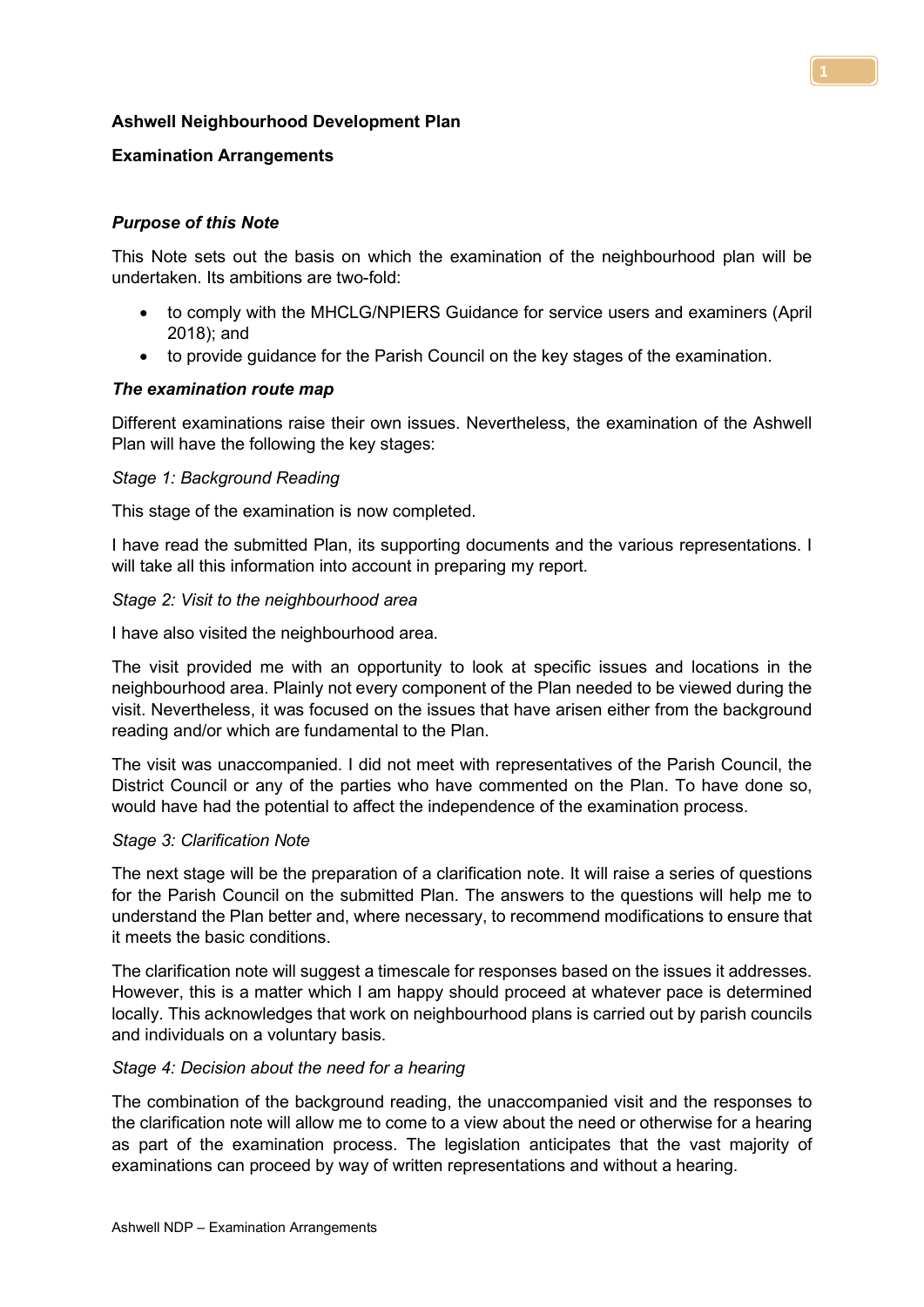**Ashwell Neighbourhood Development Plan**

**Examination Arrangements**

***Purpose of this Note***

This Note sets out the basis on which the examination of the neighbourhood plan will be undertaken. Its ambitions are two-fold:

- to comply with the MHCLG/NPIERS Guidance for service users and examiners (April 2018); and
- to provide guidance for the Parish Council on the key stages of the examination.

***The examination route map***

Different examinations raise their own issues. Nevertheless, the examination of the Ashwell Plan will have the following the key stages:

*Stage 1: Background Reading*

This stage of the examination is now completed.

I have read the submitted Plan, its supporting documents and the various representations. I will take all this information into account in preparing my report.

*Stage 2: Visit to the neighbourhood area*

I have also visited the neighbourhood area.

The visit provided me with an opportunity to look at specific issues and locations in the neighbourhood area. Plainly not every component of the Plan needed to be viewed during the visit. Nevertheless, it was focused on the issues that have arisen either from the background reading and/or which are fundamental to the Plan.

The visit was unaccompanied. I did not meet with representatives of the Parish Council, the District Council or any of the parties who have commented on the Plan. To have done so, would have had the potential to affect the independence of the examination process.

*Stage 3: Clarification Note*

The next stage will be the preparation of a clarification note. It will raise a series of questions for the Parish Council on the submitted Plan. The answers to the questions will help me to understand the Plan better and, where necessary, to recommend modifications to ensure that it meets the basic conditions.

The clarification note will suggest a timescale for responses based on the issues it addresses. However, this is a matter which I am happy should proceed at whatever pace is determined locally. This acknowledges that work on neighbourhood plans is carried out by parish councils and individuals on a voluntary basis.

*Stage 4: Decision about the need for a hearing*

The combination of the background reading, the unaccompanied visit and the responses to the clarification note will allow me to come to a view about the need or otherwise for a hearing as part of the examination process. The legislation anticipates that the vast majority of examinations can proceed by way of written representations and without a hearing.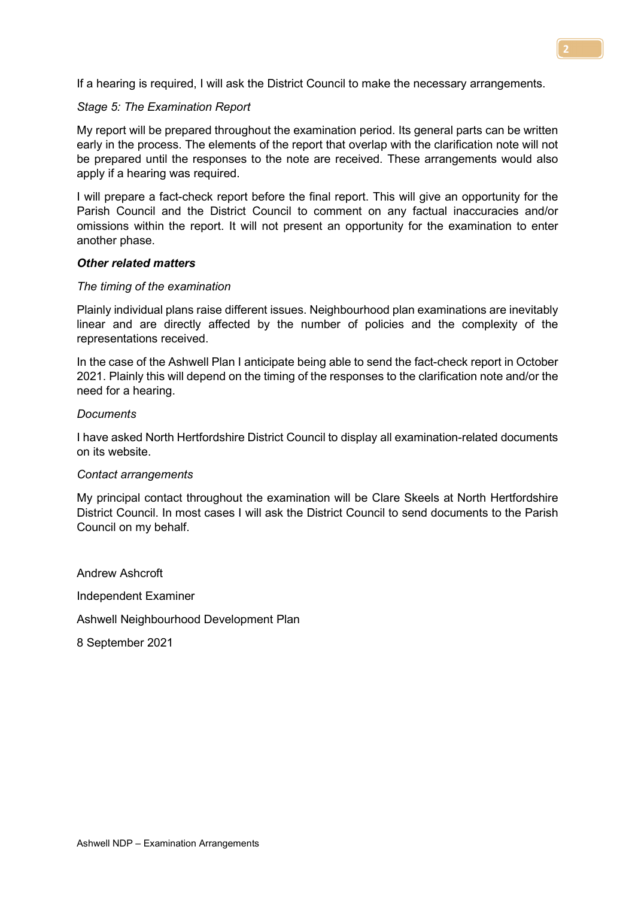If a hearing is required, I will ask the District Council to make the necessary arrangements.

*Stage 5: The Examination Report*

My report will be prepared throughout the examination period. Its general parts can be written early in the process. The elements of the report that overlap with the clarification note will not be prepared until the responses to the note are received. These arrangements would also apply if a hearing was required.

I will prepare a fact-check report before the final report. This will give an opportunity for the Parish Council and the District Council to comment on any factual inaccuracies and/or omissions within the report. It will not present an opportunity for the examination to enter another phase.

***Other related matters***

*The timing of the examination*

Plainly individual plans raise different issues. Neighbourhood plan examinations are inevitably linear and are directly affected by the number of policies and the complexity of the representations received.

In the case of the Ashwell Plan I anticipate being able to send the fact-check report in October 2021. Plainly this will depend on the timing of the responses to the clarification note and/or the need for a hearing.

*Documents*

I have asked North Hertfordshire District Council to display all examination-related documents on its website.

*Contact arrangements*

My principal contact throughout the examination will be Clare Skeels at North Hertfordshire District Council. In most cases I will ask the District Council to send documents to the Parish Council on my behalf.

Andrew Ashcroft

Independent Examiner

Ashwell Neighbourhood Development Plan

8 September 2021